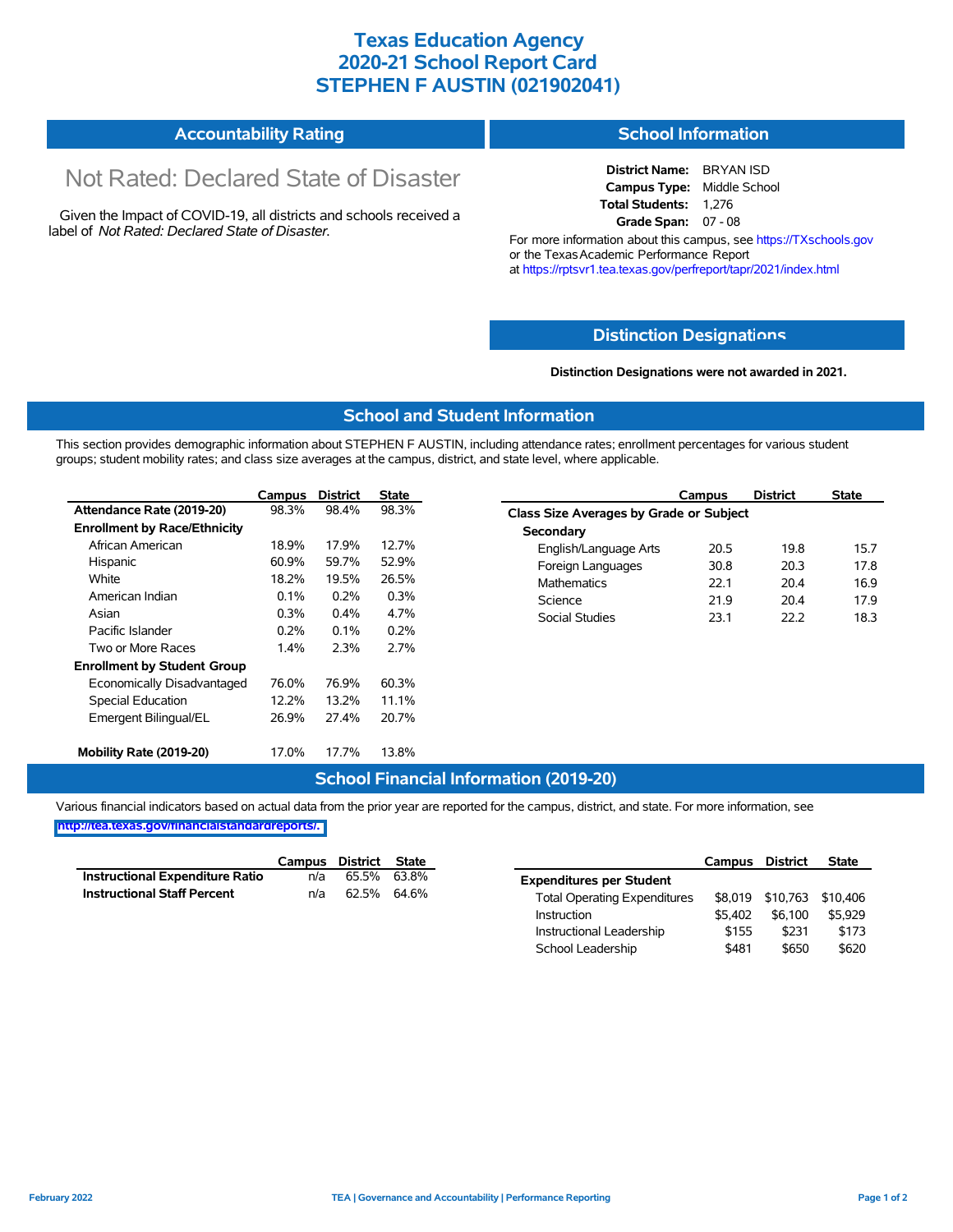# Texas Education Agency
# 2020-21 School Report Card
# STEPHEN F AUSTIN (021902041)

## Accountability Rating

Not Rated: Declared State of Disaster

Given the Impact of COVID-19, all districts and schools received a label of *Not Rated: Declared State of Disaster*.

## School Information

**District Name:** BRYAN ISD
**Campus Type:** Middle School
**Total Students:** 1,276
**Grade Span:** 07 - 08

For more information about this campus, see https://TXschools.gov or the Texas Academic Performance Report at https://rptsvr1.tea.texas.gov/perfreport/tapr/2021/index.html

## Distinction Designations

**Distinction Designations were not awarded in 2021.**

## School and Student Information

This section provides demographic information about STEPHEN F AUSTIN, including attendance rates; enrollment percentages for various student groups; student mobility rates; and class size averages at the campus, district, and state level, where applicable.

| | Campus | District | State |
|---|---|---|---|
| **Attendance Rate (2019-20)** | 98.3% | 98.4% | 98.3% |
| **Enrollment by Race/Ethnicity** | | | |
| African American | 18.9% | 17.9% | 12.7% |
| Hispanic | 60.9% | 59.7% | 52.9% |
| White | 18.2% | 19.5% | 26.5% |
| American Indian | 0.1% | 0.2% | 0.3% |
| Asian | 0.3% | 0.4% | 4.7% |
| Pacific Islander | 0.2% | 0.1% | 0.2% |
| Two or More Races | 1.4% | 2.3% | 2.7% |
| **Enrollment by Student Group** | | | |
| Economically Disadvantaged | 76.0% | 76.9% | 60.3% |
| Special Education | 12.2% | 13.2% | 11.1% |
| Emergent Bilingual/EL | 26.9% | 27.4% | 20.7% |
| **Mobility Rate (2019-20)** | 17.0% | 17.7% | 13.8% |

| | Campus | District | State |
|---|---|---|---|
| **Class Size Averages by Grade or Subject** | | | |
| **Secondary** | | | |
| English/Language Arts | 20.5 | 19.8 | 15.7 |
| Foreign Languages | 30.8 | 20.3 | 17.8 |
| Mathematics | 22.1 | 20.4 | 16.9 |
| Science | 21.9 | 20.4 | 17.9 |
| Social Studies | 23.1 | 22.2 | 18.3 |

## School Financial Information (2019-20)

Various financial indicators based on actual data from the prior year are reported for the campus, district, and state. For more information, see http://tea.texas.gov/financialstandardreports/.

| | Campus | District | State |
|---|---|---|---|
| **Instructional Expenditure Ratio** | n/a | 65.5% | 63.8% |
| **Instructional Staff Percent** | n/a | 62.5% | 64.6% |

| | Campus | District | State |
|---|---|---|---|
| **Expenditures per Student** | | | |
| Total Operating Expenditures | $8,019 | $10,763 | $10,406 |
| Instruction | $5,402 | $6,100 | $5,929 |
| Instructional Leadership | $155 | $231 | $173 |
| School Leadership | $481 | $650 | $620 |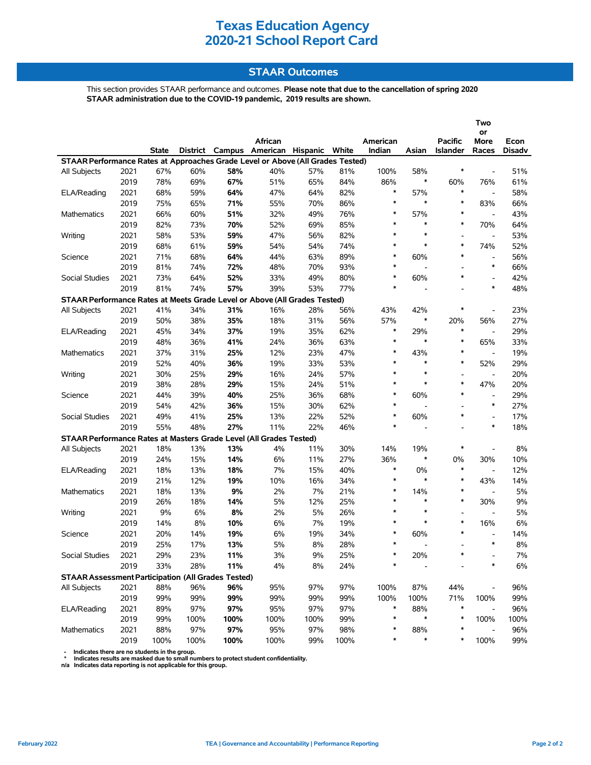# Texas Education Agency
# 2020-21 School Report Card

## STAAR Outcomes

This section provides STAAR performance and outcomes. **Please note that due to the cancellation of spring 2020 STAAR administration due to the COVID-19 pandemic, 2019 results are shown.**

| | | State | District | Campus | African American | Hispanic | White | American Indian | Asian | Pacific Islander | Two or More Races | Econ Disadv |
|---|---|---|---|---|---|---|---|---|---|---|---|---|
| **STAAR Performance Rates at Approaches Grade Level or Above (All Grades Tested)** | | | | | | | | | | | | |
| All Subjects | 2021 | 67% | 60% | **58%** | 40% | 57% | 81% | 100% | 58% | * | - | 51% |
| | 2019 | 78% | 69% | **67%** | 51% | 65% | 84% | 86% | * | 60% | 76% | 61% |
| ELA/Reading | 2021 | 68% | 59% | **64%** | 47% | 64% | 82% | * | 57% | * | - | 58% |
| | 2019 | 75% | 65% | **71%** | 55% | 70% | 86% | * | * | * | 83% | 66% |
| Mathematics | 2021 | 66% | 60% | **51%** | 32% | 49% | 76% | * | 57% | * | - | 43% |
| | 2019 | 82% | 73% | **70%** | 52% | 69% | 85% | * | * | * | 70% | 64% |
| Writing | 2021 | 58% | 53% | **59%** | 47% | 56% | 82% | * | * | - | - | 53% |
| | 2019 | 68% | 61% | **59%** | 54% | 54% | 74% | * | * | * | 74% | 52% |
| Science | 2021 | 71% | 68% | **64%** | 44% | 63% | 89% | * | 60% | * | - | 56% |
| | 2019 | 81% | 74% | **72%** | 48% | 70% | 93% | * | - | - | * | 66% |
| Social Studies | 2021 | 73% | 64% | **52%** | 33% | 49% | 80% | * | 60% | * | - | 42% |
| | 2019 | 81% | 74% | **57%** | 39% | 53% | 77% | * | - | - | * | 48% |
| **STAAR Performance Rates at Meets Grade Level or Above (All Grades Tested)** | | | | | | | | | | | | |
| All Subjects | 2021 | 41% | 34% | **31%** | 16% | 28% | 56% | 43% | 42% | * | - | 23% |
| | 2019 | 50% | 38% | **35%** | 18% | 31% | 56% | 57% | * | 20% | 56% | 27% |
| ELA/Reading | 2021 | 45% | 34% | **37%** | 19% | 35% | 62% | * | 29% | * | - | 29% |
| | 2019 | 48% | 36% | **41%** | 24% | 36% | 63% | * | * | * | 65% | 33% |
| Mathematics | 2021 | 37% | 31% | **25%** | 12% | 23% | 47% | * | 43% | * | - | 19% |
| | 2019 | 52% | 40% | **36%** | 19% | 33% | 53% | * | * | * | 52% | 29% |
| Writing | 2021 | 30% | 25% | **29%** | 16% | 24% | 57% | * | * | - | - | 20% |
| | 2019 | 38% | 28% | **29%** | 15% | 24% | 51% | * | * | * | 47% | 20% |
| Science | 2021 | 44% | 39% | **40%** | 25% | 36% | 68% | * | 60% | * | - | 29% |
| | 2019 | 54% | 42% | **36%** | 15% | 30% | 62% | * | - | - | * | 27% |
| Social Studies | 2021 | 49% | 41% | **25%** | 13% | 22% | 52% | * | 60% | * | - | 17% |
| | 2019 | 55% | 48% | **27%** | 11% | 22% | 46% | * | - | - | * | 18% |
| **STAAR Performance Rates at Masters Grade Level (All Grades Tested)** | | | | | | | | | | | | |
| All Subjects | 2021 | 18% | 13% | **13%** | 4% | 11% | 30% | 14% | 19% | * | - | 8% |
| | 2019 | 24% | 15% | **14%** | 6% | 11% | 27% | 36% | * | 0% | 30% | 10% |
| ELA/Reading | 2021 | 18% | 13% | **18%** | 7% | 15% | 40% | * | 0% | * | - | 12% |
| | 2019 | 21% | 12% | **19%** | 10% | 16% | 34% | * | * | * | 43% | 14% |
| Mathematics | 2021 | 18% | 13% | **9%** | 2% | 7% | 21% | * | 14% | * | - | 5% |
| | 2019 | 26% | 18% | **14%** | 5% | 12% | 25% | * | * | * | 30% | 9% |
| Writing | 2021 | 9% | 6% | **8%** | 2% | 5% | 26% | * | * | - | - | 5% |
| | 2019 | 14% | 8% | **10%** | 6% | 7% | 19% | * | * | * | 16% | 6% |
| Science | 2021 | 20% | 14% | **19%** | 6% | 19% | 34% | * | 60% | * | - | 14% |
| | 2019 | 25% | 17% | **13%** | 5% | 8% | 28% | * | - | - | * | 8% |
| Social Studies | 2021 | 29% | 23% | **11%** | 3% | 9% | 25% | * | 20% | * | - | 7% |
| | 2019 | 33% | 28% | **11%** | 4% | 8% | 24% | * | - | - | * | 6% |
| **STAAR Assessment Participation (All Grades Tested)** | | | | | | | | | | | | |
| All Subjects | 2021 | 88% | 96% | **96%** | 95% | 97% | 97% | 100% | 87% | 44% | - | 96% |
| | 2019 | 99% | 99% | **99%** | 99% | 99% | 99% | 100% | 100% | 71% | 100% | 99% |
| ELA/Reading | 2021 | 89% | 97% | **97%** | 95% | 97% | 97% | * | 88% | * | - | 96% |
| | 2019 | 99% | 100% | **100%** | 100% | 100% | 99% | * | * | * | 100% | 100% |
| Mathematics | 2021 | 88% | 97% | **97%** | 95% | 97% | 98% | * | 88% | * | - | 96% |
| | 2019 | 100% | 100% | **100%** | 100% | 99% | 100% | * | * | * | 100% | 99% |

- Indicates there are no students in the group.
* Indicates results are masked due to small numbers to protect student confidentiality.
n/a Indicates data reporting is not applicable for this group.